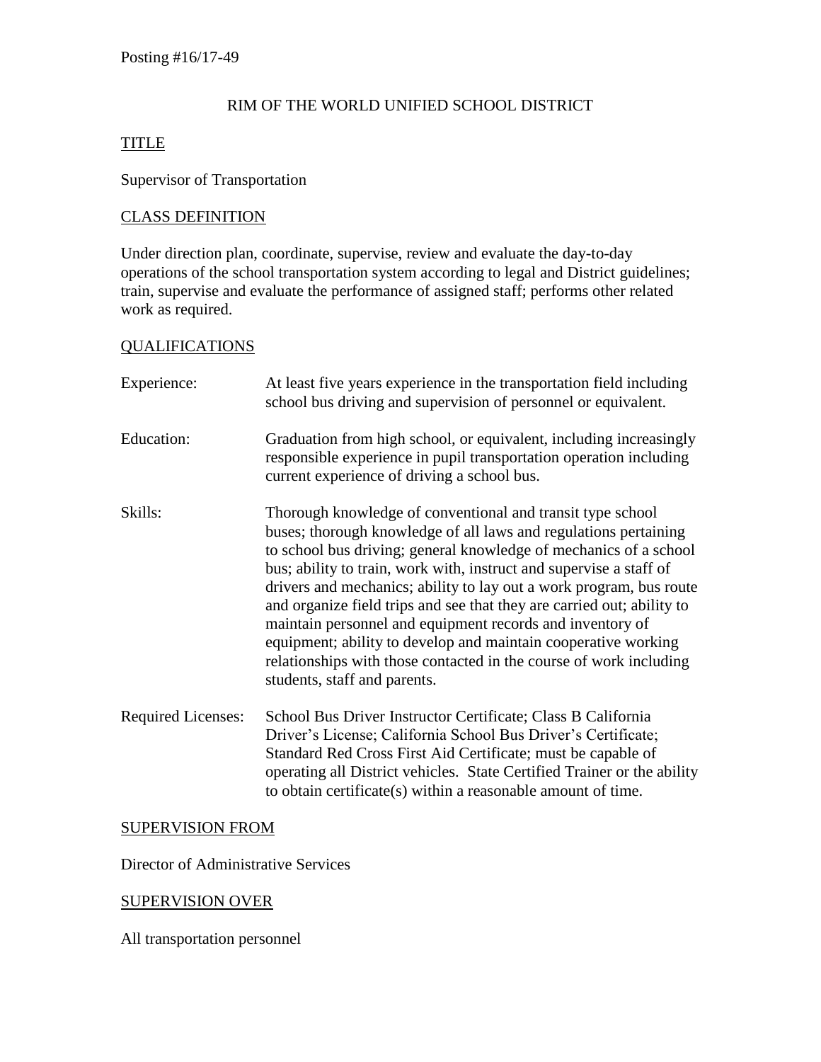Posting #16/17-49

# RIM OF THE WORLD UNIFIED SCHOOL DISTRICT

## TITLE

Supervisor of Transportation

## CLASS DEFINITION

Under direction plan, coordinate, supervise, review and evaluate the day-to-day operations of the school transportation system according to legal and District guidelines; train, supervise and evaluate the performance of assigned staff; performs other related work as required.

## QUALIFICATIONS

**Experience:** At least five years experience in the transportation field including school bus driving and supervision of personnel or equivalent.

**Education:** Graduation from high school, or equivalent, including increasingly responsible experience in pupil transportation operation including current experience of driving a school bus.

**Skills:** Thorough knowledge of conventional and transit type school buses; thorough knowledge of all laws and regulations pertaining to school bus driving; general knowledge of mechanics of a school bus; ability to train, work with, instruct and supervise a staff of drivers and mechanics; ability to lay out a work program, bus route and organize field trips and see that they are carried out; ability to maintain personnel and equipment records and inventory of equipment; ability to develop and maintain cooperative working relationships with those contacted in the course of work including students, staff and parents.

**Required Licenses:** School Bus Driver Instructor Certificate; Class B California Driver's License; California School Bus Driver's Certificate; Standard Red Cross First Aid Certificate; must be capable of operating all District vehicles. State Certified Trainer or the ability to obtain certificate(s) within a reasonable amount of time.

## SUPERVISION FROM

Director of Administrative Services

## SUPERVISION OVER

All transportation personnel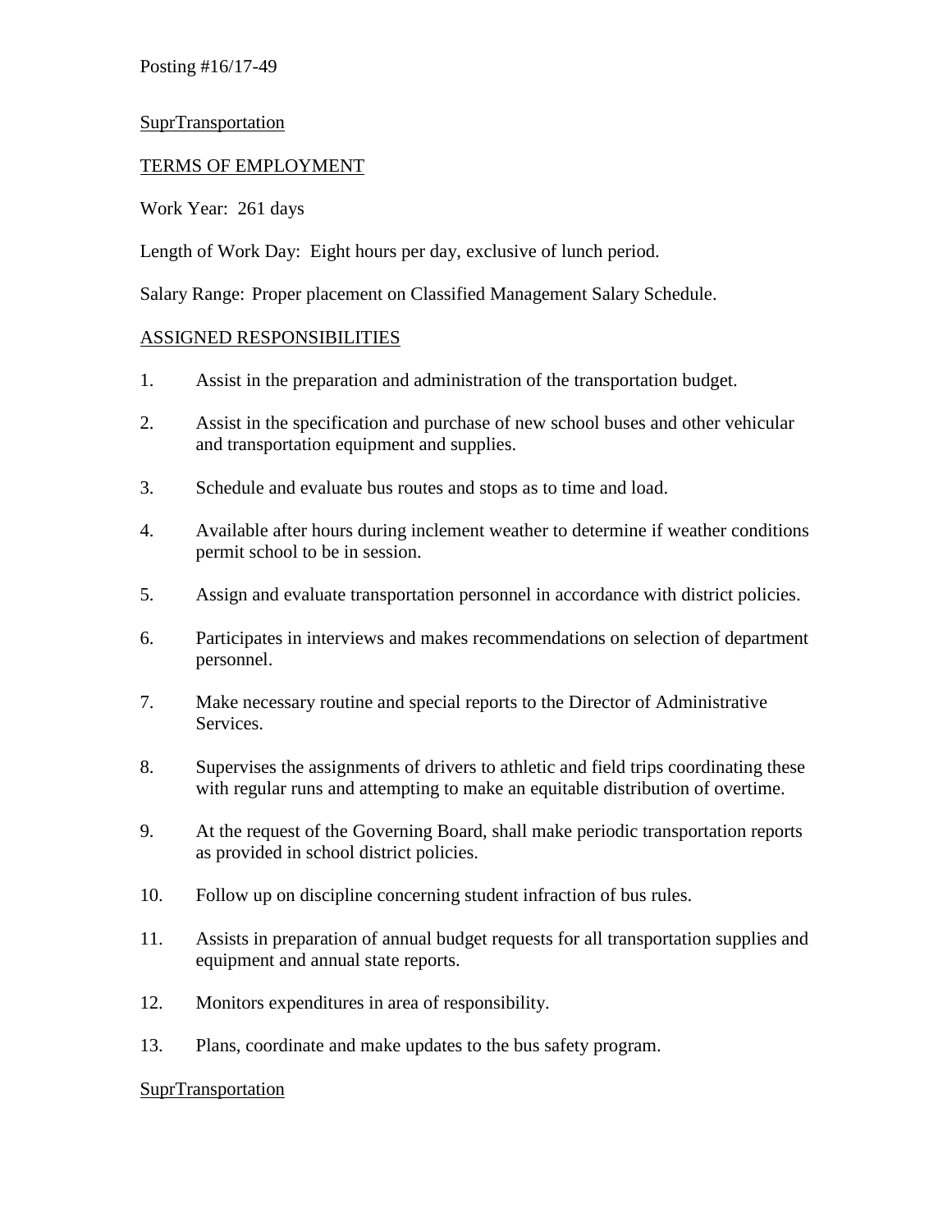Posting #16/17-49

SuprTransportation

TERMS OF EMPLOYMENT

Work Year: 261 days

Length of Work Day: Eight hours per day, exclusive of lunch period.

Salary Range: Proper placement on Classified Management Salary Schedule.

ASSIGNED RESPONSIBILITIES

1. Assist in the preparation and administration of the transportation budget.
2. Assist in the specification and purchase of new school buses and other vehicular and transportation equipment and supplies.
3. Schedule and evaluate bus routes and stops as to time and load.
4. Available after hours during inclement weather to determine if weather conditions permit school to be in session.
5. Assign and evaluate transportation personnel in accordance with district policies.
6. Participates in interviews and makes recommendations on selection of department personnel.
7. Make necessary routine and special reports to the Director of Administrative Services.
8. Supervises the assignments of drivers to athletic and field trips coordinating these with regular runs and attempting to make an equitable distribution of overtime.
9. At the request of the Governing Board, shall make periodic transportation reports as provided in school district policies.
10. Follow up on discipline concerning student infraction of bus rules.
11. Assists in preparation of annual budget requests for all transportation supplies and equipment and annual state reports.
12. Monitors expenditures in area of responsibility.
13. Plans, coordinate and make updates to the bus safety program.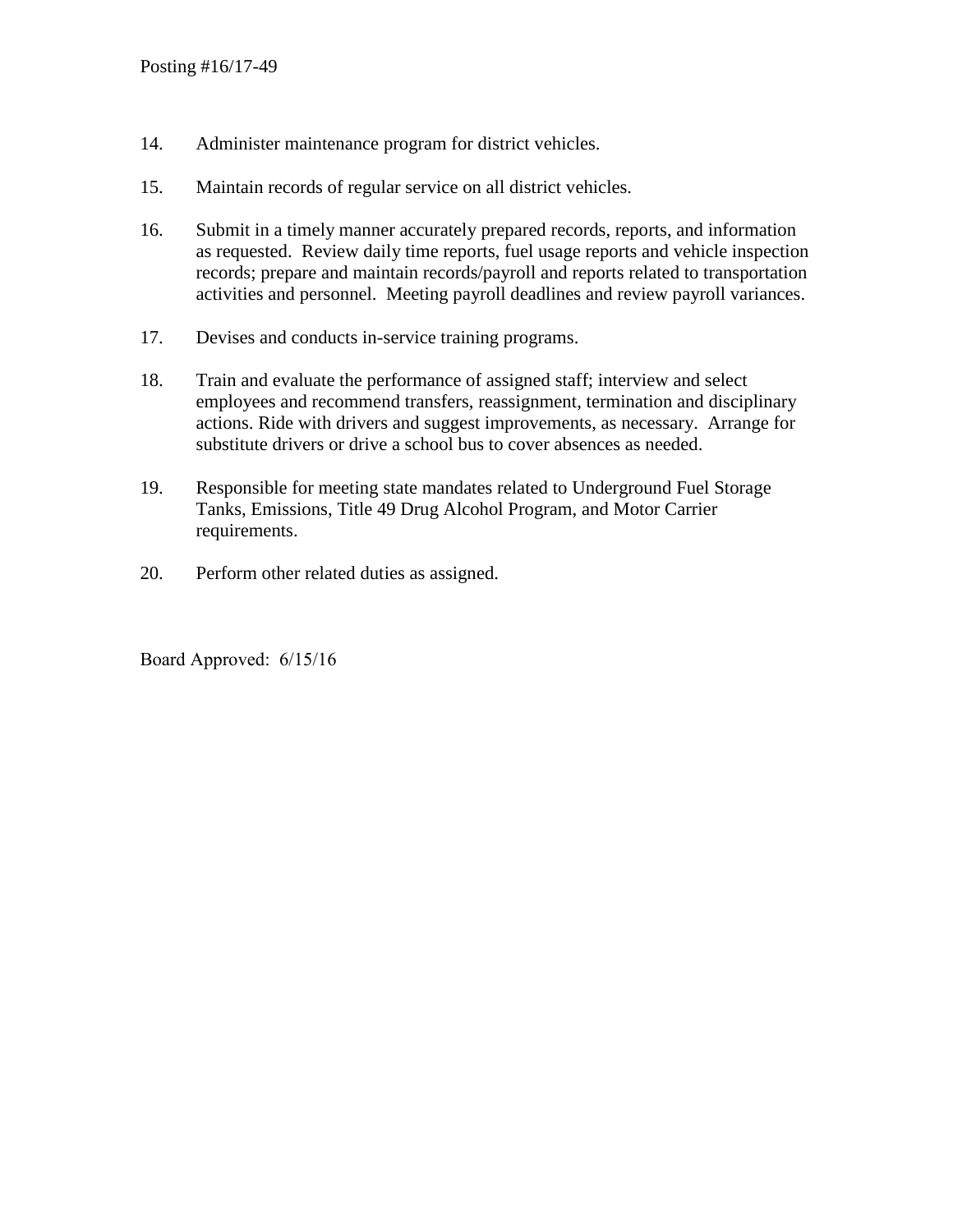14. Administer maintenance program for district vehicles.

15. Maintain records of regular service on all district vehicles.

16. Submit in a timely manner accurately prepared records, reports, and information as requested. Review daily time reports, fuel usage reports and vehicle inspection records; prepare and maintain records/payroll and reports related to transportation activities and personnel. Meeting payroll deadlines and review payroll variances.

17. Devises and conducts in-service training programs.

18. Train and evaluate the performance of assigned staff; interview and select employees and recommend transfers, reassignment, termination and disciplinary actions. Ride with drivers and suggest improvements, as necessary. Arrange for substitute drivers or drive a school bus to cover absences as needed.

19. Responsible for meeting state mandates related to Underground Fuel Storage Tanks, Emissions, Title 49 Drug Alcohol Program, and Motor Carrier requirements.

20. Perform other related duties as assigned.

Board Approved: 6/15/16